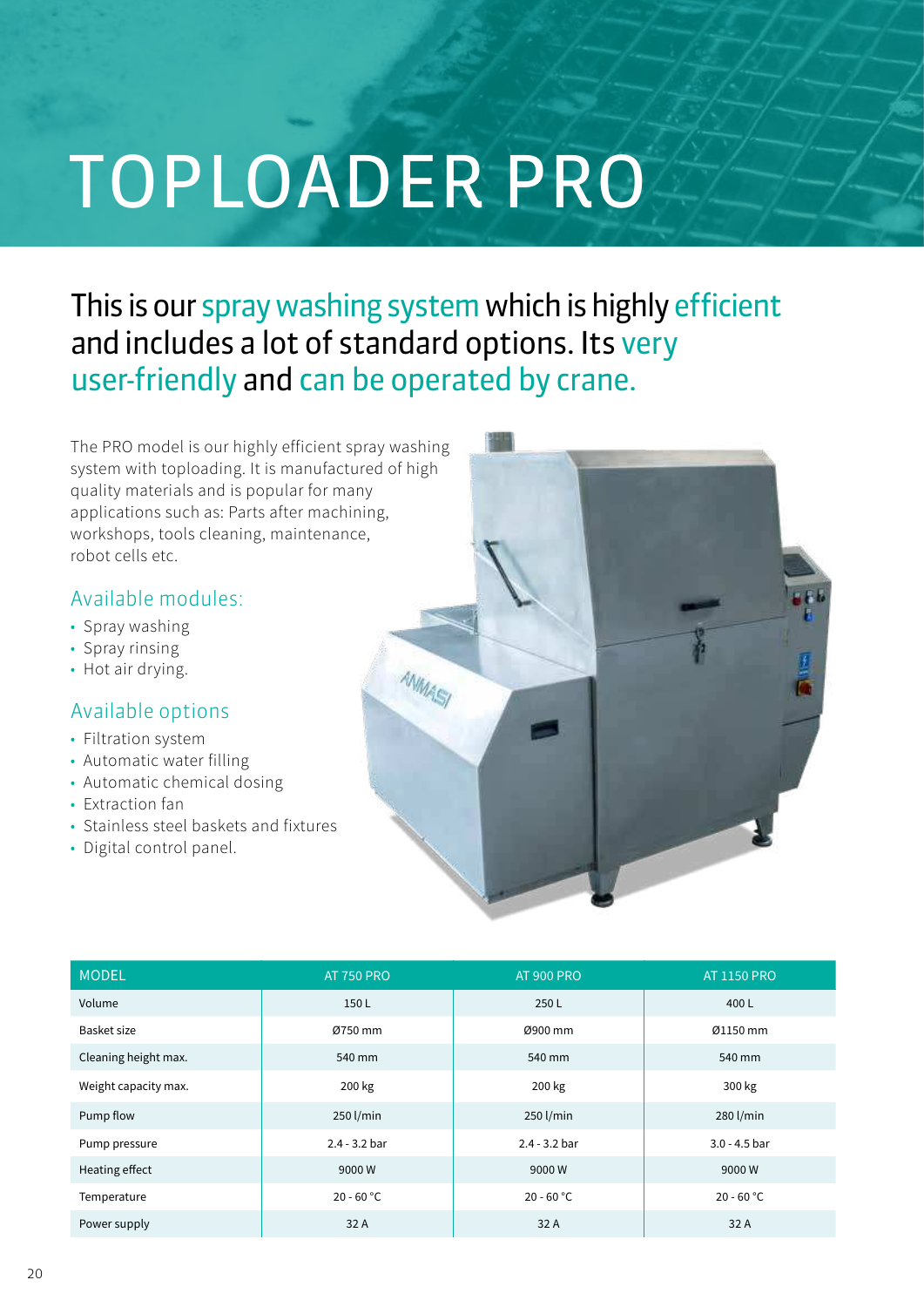# TOPLOADER PRO

## This is our spray washing system which is highly efficient and includes a lot of standard options. Its very user-friendly and can be operated by crane.

The PRO model is our highly efficient spray washing system with toploading. It is manufactured of high quality materials and is popular for many applications such as: Parts after machining, workshops, tools cleaning, maintenance, robot cells etc.

### Available modules:

- Spray washing
- Spray rinsing
- Hot air drying.

### Available options

- Filtration system
- Automatic water filling
- Automatic chemical dosing
- Extraction fan
- Stainless steel baskets and fixtures
- Digital control panel.

| MODEL | AT 750 PRO | AT 900 PRO | AT 1150 PRO |
|---|---|---|---|
| Volume | 150 L | 250 L | 400 L |
| Basket size | Ø750 mm | Ø900 mm | Ø1150 mm |
| Cleaning height max. | 540 mm | 540 mm | 540 mm |
| Weight capacity max. | 200 kg | 200 kg | 300 kg |
| Pump flow | 250 l/min | 250 l/min | 280 l/min |
| Pump pressure | 2.4 - 3.2 bar | 2.4 - 3.2 bar | 3.0 - 4.5 bar |
| Heating effect | 9000 W | 9000 W | 9000 W |
| Temperature | 20 - 60 °C | 20 - 60 °C | 20 - 60 °C |
| Power supply | 32 A | 32 A | 32 A |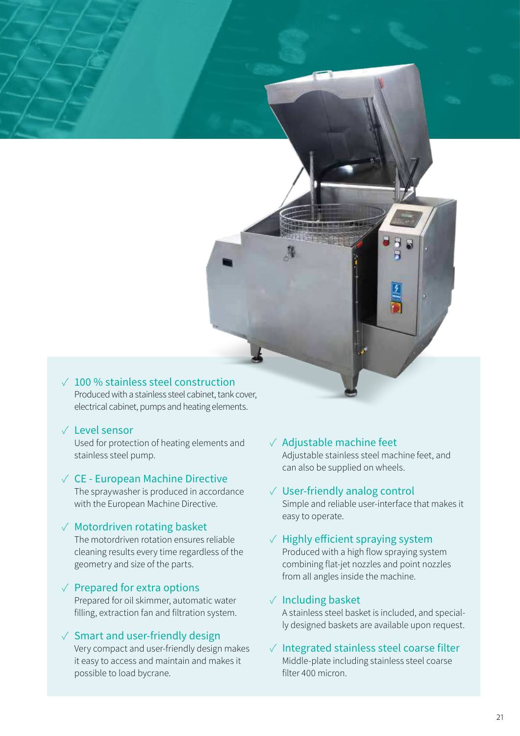- ✓ **100 % stainless steel construction**
  Produced with a stainless steel cabinet, tank cover, electrical cabinet, pumps and heating elements.

- ✓ **Level sensor**
  Used for protection of heating elements and stainless steel pump.

- ✓ **CE - European Machine Directive**
  The spraywasher is produced in accordance with the European Machine Directive.

- ✓ **Motordriven rotating basket**
  The motordriven rotation ensures reliable cleaning results every time regardless of the geometry and size of the parts.

- ✓ **Prepared for extra options**
  Prepared for oil skimmer, automatic water filling, extraction fan and filtration system.

- ✓ **Smart and user-friendly design**
  Very compact and user-friendly design makes it easy to access and maintain and makes it possible to load bycrane.

- ✓ **Adjustable machine feet**
  Adjustable stainless steel machine feet, and can also be supplied on wheels.

- ✓ **User-friendly analog control**
  Simple and reliable user-interface that makes it easy to operate.

- ✓ **Highly efficient spraying system**
  Produced with a high flow spraying system combining flat-jet nozzles and point nozzles from all angles inside the machine.

- ✓ **Including basket**
  A stainless steel basket is included, and specially designed baskets are available upon request.

- ✓ **Integrated stainless steel coarse filter**
  Middle-plate including stainless steel coarse filter 400 micron.